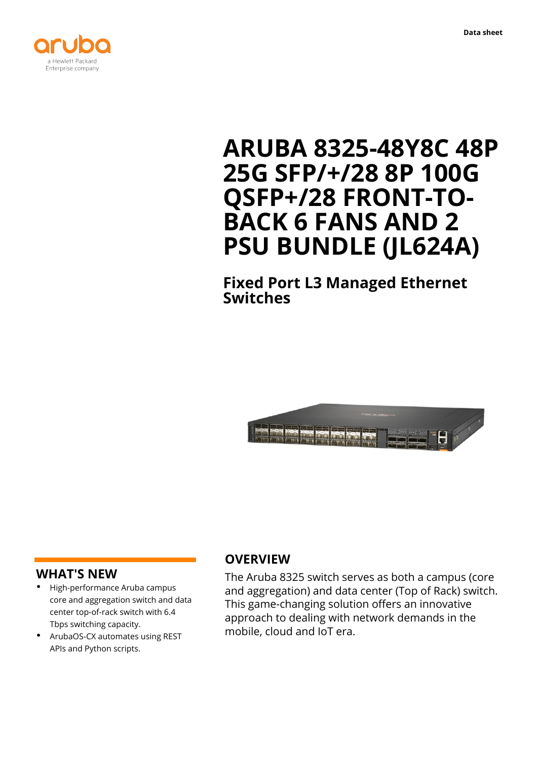Data sheet

# ARUBA 8325-48Y8C 48P 25G SFP/+/28 8P 100G QSFP+/28 FRONT-TO-BACK 6 FANS AND 2 PSU BUNDLE (JL624A)

## Fixed Port L3 Managed Ethernet Switches

## WHAT'S NEW

- High-performance Aruba campus core and aggregation switch and data center top-of-rack switch with 6.4 Tbps switching capacity.
- ArubaOS-CX automates using REST APIs and Python scripts.

## OVERVIEW

The Aruba 8325 switch serves as both a campus (core and aggregation) and data center (Top of Rack) switch. This game-changing solution offers an innovative approach to dealing with network demands in the mobile, cloud and IoT era.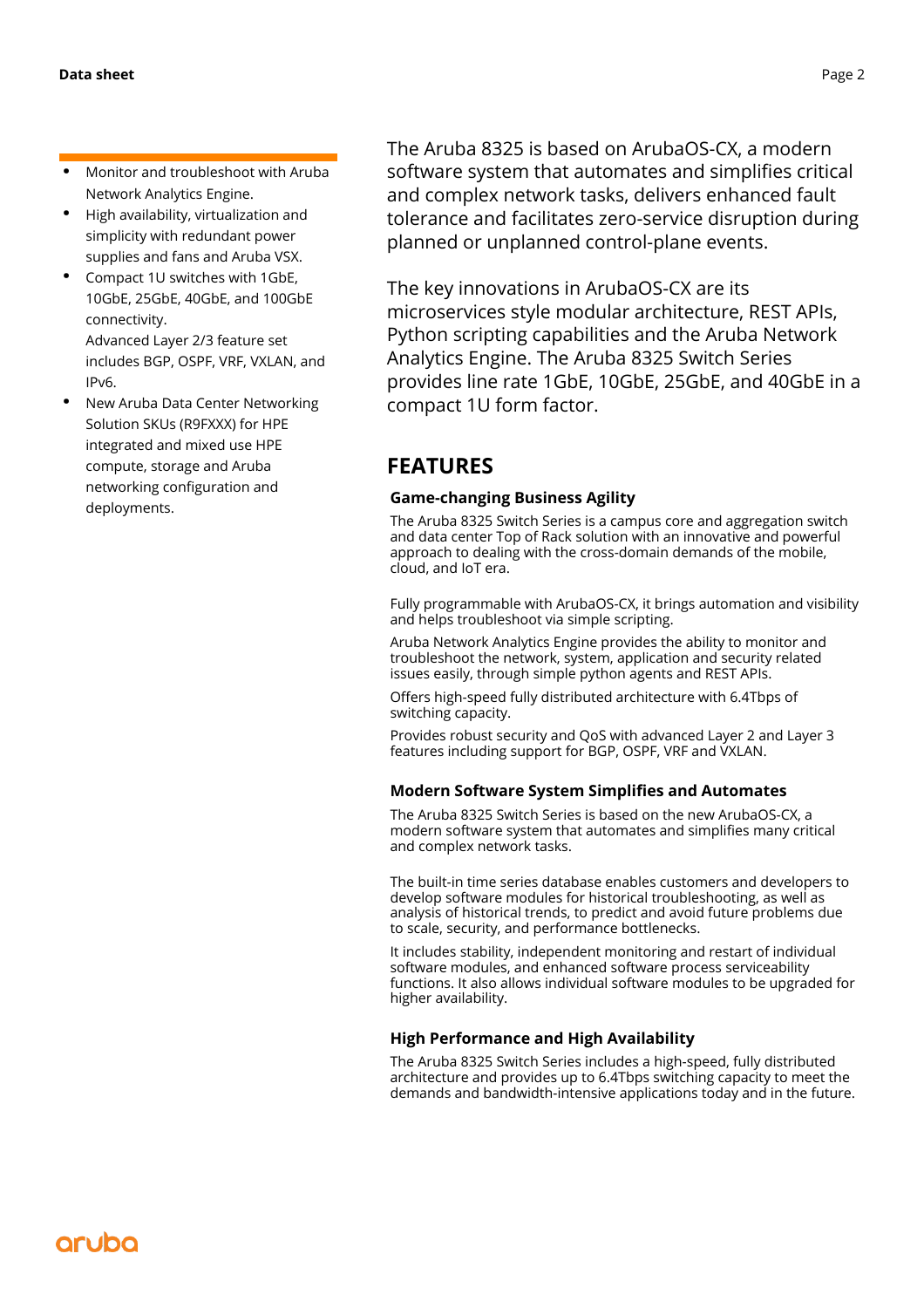- Monitor and troubleshoot with Aruba Network Analytics Engine.
- High availability, virtualization and simplicity with redundant power supplies and fans and Aruba VSX.
- Compact 1U switches with 1GbE, 10GbE, 25GbE, 40GbE, and 100GbE connectivity.
  Advanced Layer 2/3 feature set includes BGP, OSPF, VRF, VXLAN, and IPv6.
- New Aruba Data Center Networking Solution SKUs (R9FXXX) for HPE integrated and mixed use HPE compute, storage and Aruba networking configuration and deployments.

The Aruba 8325 is based on ArubaOS-CX, a modern software system that automates and simplifies critical and complex network tasks, delivers enhanced fault tolerance and facilitates zero-service disruption during planned or unplanned control-plane events.

The key innovations in ArubaOS-CX are its microservices style modular architecture, REST APIs, Python scripting capabilities and the Aruba Network Analytics Engine. The Aruba 8325 Switch Series provides line rate 1GbE, 10GbE, 25GbE, and 40GbE in a compact 1U form factor.

## FEATURES

### Game-changing Business Agility

The Aruba 8325 Switch Series is a campus core and aggregation switch and data center Top of Rack solution with an innovative and powerful approach to dealing with the cross-domain demands of the mobile, cloud, and IoT era.

Fully programmable with ArubaOS-CX, it brings automation and visibility and helps troubleshoot via simple scripting.

Aruba Network Analytics Engine provides the ability to monitor and troubleshoot the network, system, application and security related issues easily, through simple python agents and REST APIs.

Offers high-speed fully distributed architecture with 6.4Tbps of switching capacity.

Provides robust security and QoS with advanced Layer 2 and Layer 3 features including support for BGP, OSPF, VRF and VXLAN.

### Modern Software System Simplifies and Automates

The Aruba 8325 Switch Series is based on the new ArubaOS-CX, a modern software system that automates and simplifies many critical and complex network tasks.

The built-in time series database enables customers and developers to develop software modules for historical troubleshooting, as well as analysis of historical trends, to predict and avoid future problems due to scale, security, and performance bottlenecks.

It includes stability, independent monitoring and restart of individual software modules, and enhanced software process serviceability functions. It also allows individual software modules to be upgraded for higher availability.

### High Performance and High Availability

The Aruba 8325 Switch Series includes a high-speed, fully distributed architecture and provides up to 6.4Tbps switching capacity to meet the demands and bandwidth-intensive applications today and in the future.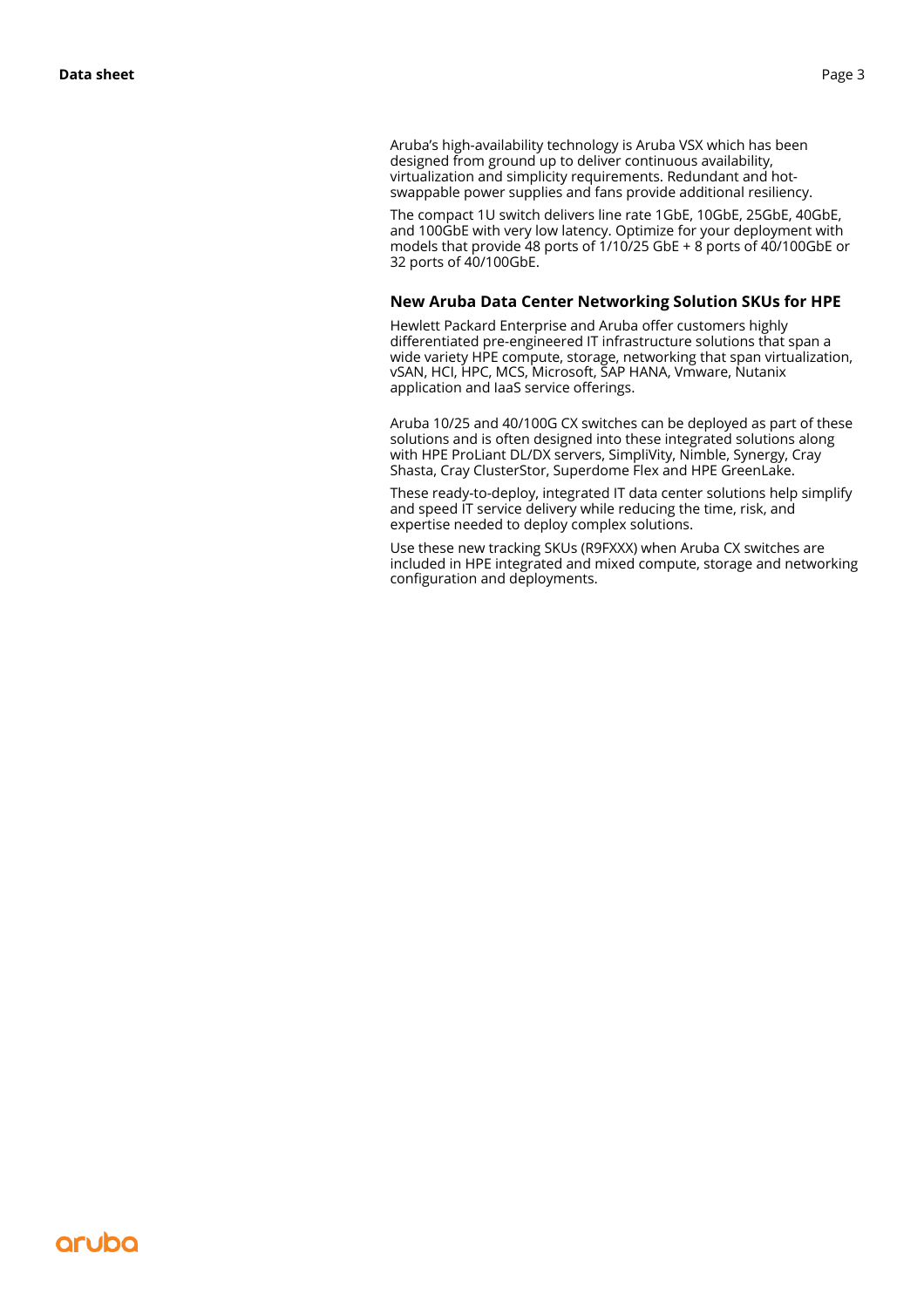Aruba's high-availability technology is Aruba VSX which has been designed from ground up to deliver continuous availability, virtualization and simplicity requirements. Redundant and hot-swappable power supplies and fans provide additional resiliency.

The compact 1U switch delivers line rate 1GbE, 10GbE, 25GbE, 40GbE, and 100GbE with very low latency. Optimize for your deployment with models that provide 48 ports of 1/10/25 GbE + 8 ports of 40/100GbE or 32 ports of 40/100GbE.

### New Aruba Data Center Networking Solution SKUs for HPE

Hewlett Packard Enterprise and Aruba offer customers highly differentiated pre-engineered IT infrastructure solutions that span a wide variety HPE compute, storage, networking that span virtualization, vSAN, HCI, HPC, MCS, Microsoft, SAP HANA, Vmware, Nutanix application and IaaS service offerings.

Aruba 10/25 and 40/100G CX switches can be deployed as part of these solutions and is often designed into these integrated solutions along with HPE ProLiant DL/DX servers, SimpliVity, Nimble, Synergy, Cray Shasta, Cray ClusterStor, Superdome Flex and HPE GreenLake.

These ready-to-deploy, integrated IT data center solutions help simplify and speed IT service delivery while reducing the time, risk, and expertise needed to deploy complex solutions.

Use these new tracking SKUs (R9FXXX) when Aruba CX switches are included in HPE integrated and mixed compute, storage and networking configuration and deployments.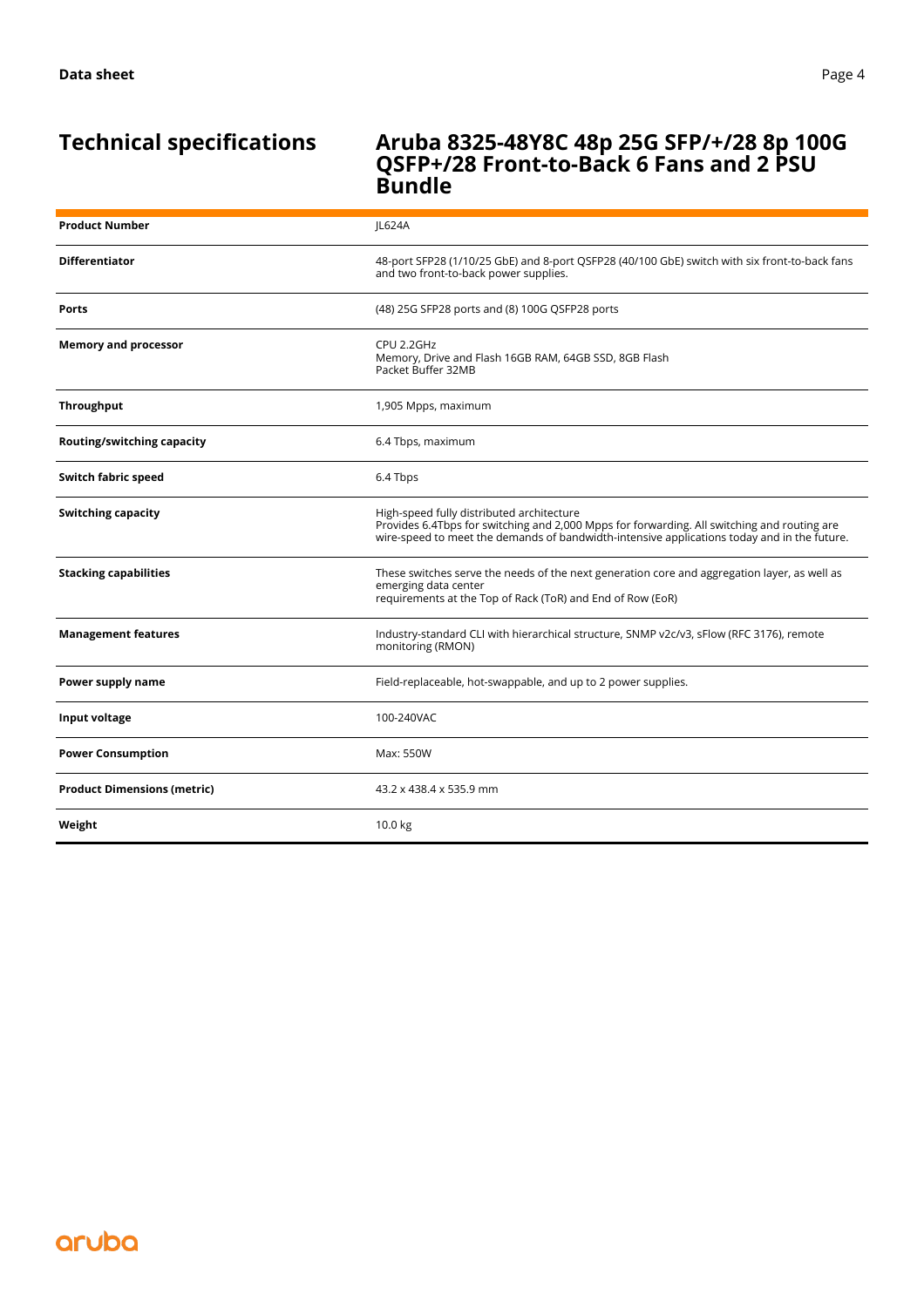## Technical specifications

### Aruba 8325-48Y8C 48p 25G SFP/+/28 8p 100G QSFP+/28 Front-to-Back 6 Fans and 2 PSU Bundle

| | |
|---|---|
| **Product Number** | JL624A |
| **Differentiator** | 48-port SFP28 (1/10/25 GbE) and 8-port QSFP28 (40/100 GbE) switch with six front-to-back fans and two front-to-back power supplies. |
| **Ports** | (48) 25G SFP28 ports and (8) 100G QSFP28 ports |
| **Memory and processor** | CPU 2.2GHz<br>Memory, Drive and Flash 16GB RAM, 64GB SSD, 8GB Flash<br>Packet Buffer 32MB |
| **Throughput** | 1,905 Mpps, maximum |
| **Routing/switching capacity** | 6.4 Tbps, maximum |
| **Switch fabric speed** | 6.4 Tbps |
| **Switching capacity** | High-speed fully distributed architecture<br>Provides 6.4Tbps for switching and 2,000 Mpps for forwarding. All switching and routing are wire-speed to meet the demands of bandwidth-intensive applications today and in the future. |
| **Stacking capabilities** | These switches serve the needs of the next generation core and aggregation layer, as well as emerging data center<br>requirements at the Top of Rack (ToR) and End of Row (EoR) |
| **Management features** | Industry-standard CLI with hierarchical structure, SNMP v2c/v3, sFlow (RFC 3176), remote monitoring (RMON) |
| **Power supply name** | Field-replaceable, hot-swappable, and up to 2 power supplies. |
| **Input voltage** | 100-240VAC |
| **Power Consumption** | Max: 550W |
| **Product Dimensions (metric)** | 43.2 x 438.4 x 535.9 mm |
| **Weight** | 10.0 kg |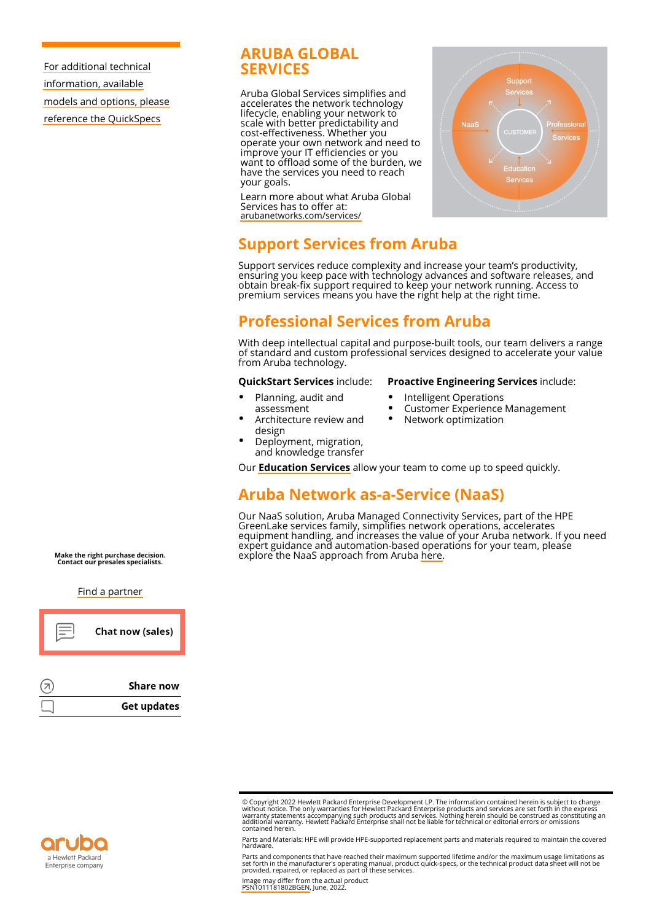For additional technical information, available models and options, please reference the QuickSpecs

## ARUBA GLOBAL SERVICES

Aruba Global Services simplifies and accelerates the network technology lifecycle, enabling your network to scale with better predictability and cost-effectiveness. Whether you operate your own network and need to improve your IT efficiencies or you want to offload some of the burden, we have the services you need to reach your goals.

Learn more about what Aruba Global Services has to offer at: arubanetworks.com/services/

Support Services

NaaS

CUSTOMER

Professional Services

Education Services

## Support Services from Aruba

Support services reduce complexity and increase your team's productivity, ensuring you keep pace with technology advances and software releases, and obtain break-fix support required to keep your network running. Access to premium services means you have the right help at the right time.

## Professional Services from Aruba

With deep intellectual capital and purpose-built tools, our team delivers a range of standard and custom professional services designed to accelerate your value from Aruba technology.

**QuickStart Services** include:

- Planning, audit and assessment
- Architecture review and design
- Deployment, migration, and knowledge transfer

**Proactive Engineering Services** include:

- Intelligent Operations
- Customer Experience Management
- Network optimization

Our **Education Services** allow your team to come up to speed quickly.

## Aruba Network as-a-Service (NaaS)

Our NaaS solution, Aruba Managed Connectivity Services, part of the HPE GreenLake services family, simplifies network operations, accelerates equipment handling, and increases the value of your Aruba network. If you need expert guidance and automation-based operations for your team, please explore the NaaS approach from Aruba here.

**Make the right purchase decision. Contact our presales specialists.**

Find a partner

**Chat now (sales)**

**Share now**

**Get updates**

© Copyright 2022 Hewlett Packard Enterprise Development LP. The information contained herein is subject to change without notice. The only warranties for Hewlett Packard Enterprise products and services are set forth in the express warranty statements accompanying such products and services. Nothing herein should be construed as constituting an additional warranty. Hewlett Packard Enterprise shall not be liable for technical or editorial errors or omissions contained herein.

Parts and Materials: HPE will provide HPE-supported replacement parts and materials required to maintain the covered hardware.

Parts and components that have reached their maximum supported lifetime and/or the maximum usage limitations as set forth in the manufacturer's operating manual, product quick-specs, or the technical product data sheet will not be provided, repaired, or replaced as part of these services.

Image may differ from the actual product

PSN1011181802BGEN, June, 2022.

aruba a Hewlett Packard Enterprise company